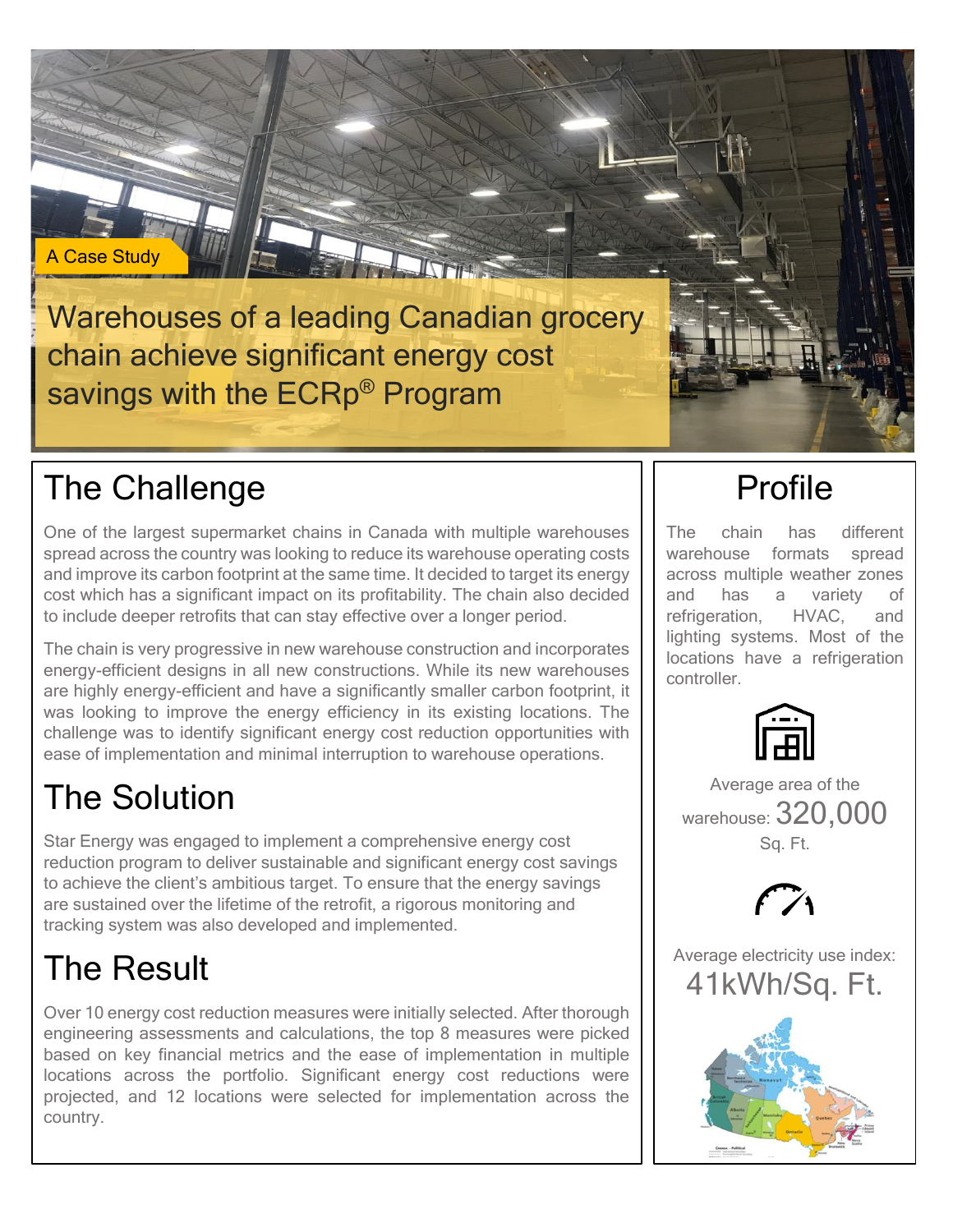A Case Study

# Warehouses of a leading Canadian grocery chain achieve significant energy cost savings with the ECRp® Program

## The Challenge

One of the largest supermarket chains in Canada with multiple warehouses spread across the country was looking to reduce its warehouse operating costs and improve its carbon footprint at the same time. It decided to target its energy cost which has a significant impact on its profitability. The chain also decided to include deeper retrofits that can stay effective over a longer period.

The chain is very progressive in new warehouse construction and incorporates energy-efficient designs in all new constructions. While its new warehouses are highly energy-efficient and have a significantly smaller carbon footprint, it was looking to improve the energy efficiency in its existing locations. The challenge was to identify significant energy cost reduction opportunities with ease of implementation and minimal interruption to warehouse operations.

## The Solution

Star Energy was engaged to implement a comprehensive energy cost reduction program to deliver sustainable and significant energy cost savings to achieve the client's ambitious target. To ensure that the energy savings are sustained over the lifetime of the retrofit, a rigorous monitoring and tracking system was also developed and implemented.

## The Result

Over 10 energy cost reduction measures were initially selected. After thorough engineering assessments and calculations, the top 8 measures were picked based on key financial metrics and the ease of implementation in multiple locations across the portfolio. Significant energy cost reductions were projected, and 12 locations were selected for implementation across the country.

## Profile

The chain has different warehouse formats spread across multiple weather zones and has a variety of refrigeration, HVAC, and lighting systems. Most of the locations have a refrigeration controller.

Average area of the warehouse: 320,000 Sq. Ft.

Average electricity use index: 41kWh/Sq. Ft.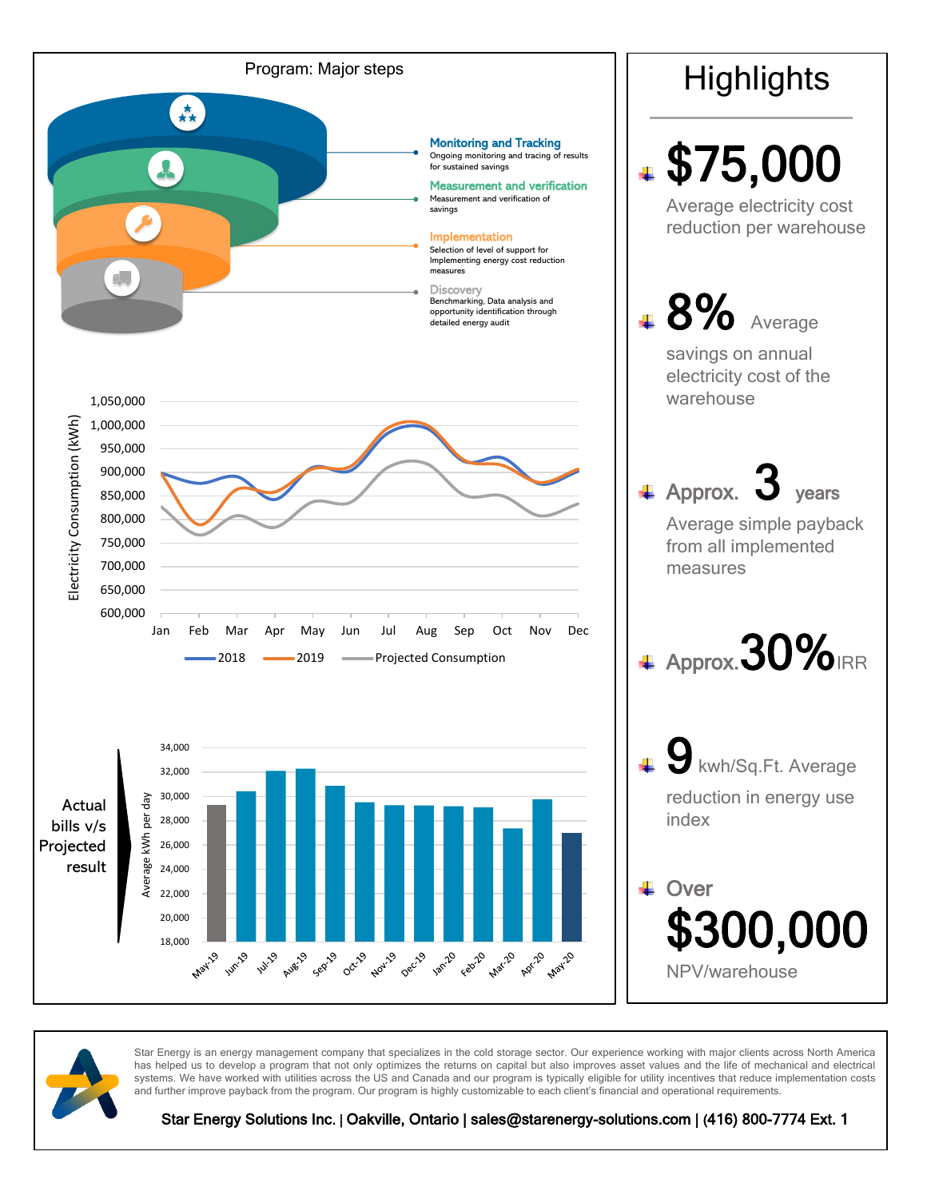## Program: Major steps

**Monitoring and Tracking**
Ongoing monitoring and tracing of results for sustained savings

**Measurement and verification**
Measurement and verification of savings

**Implementation**
Selection of level of support for Implementing energy cost reduction measures

**Discovery**
Benchmarking, Data analysis and opportunity identification through detailed energy audit

Electricity Consumption (kWh)
1,050,000
1,000,000
950,000
900,000
850,000
800,000
750,000
700,000
650,000
600,000
Jan Feb Mar Apr May Jun Jul Aug Sep Oct Nov Dec
2018 2019 Projected Consumption

Actual bills v/s Projected result

Average kWh per day
34,000
32,000
30,000
28,000
26,000
24,000
22,000
20,000
18,000
May-19 Jun-19 Jul-19 Aug-19 Sep-19 Oct-19 Nov-19 Dec-19 Jan-20 Feb-20 Mar-20 Apr-20 May-20

# Highlights

**$75,000**
Average electricity cost reduction per warehouse

**8%** Average savings on annual electricity cost of the warehouse

Approx. **3** years
Average simple payback from all implemented measures

Approx. **30%** IRR

**9** kwh/Sq.Ft. Average reduction in energy use index

Over
**$300,000**
NPV/warehouse

Star Energy is an energy management company that specializes in the cold storage sector. Our experience working with major clients across North America has helped us to develop a program that not only optimizes the returns on capital but also improves asset values and the life of mechanical and electrical systems. We have worked with utilities across the US and Canada and our program is typically eligible for utility incentives that reduce implementation costs and further improve payback from the program. Our program is highly customizable to each client's financial and operational requirements.

Star Energy Solutions Inc. | Oakville, Ontario | sales@starenergy-solutions.com | (416) 800-7774 Ext. 1